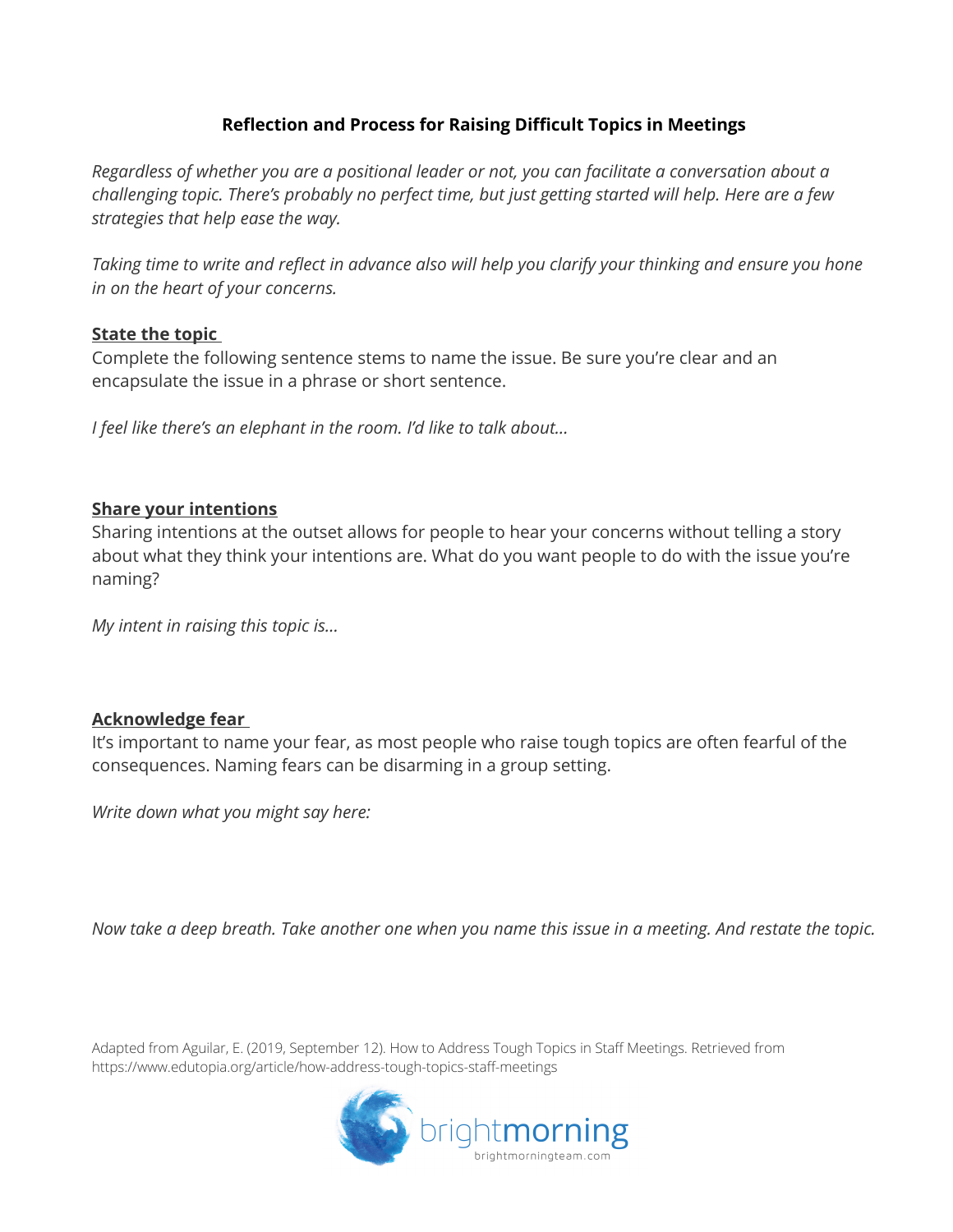# Reflection and Process for Raising Difficult Topics in Meetings

*Regardless of whether you are a positional leader or not, you can facilitate a conversation about a challenging topic. There's probably no perfect time, but just getting started will help. Here are a few strategies that help ease the way.*

*Taking time to write and reflect in advance also will help you clarify your thinking and ensure you hone in on the heart of your concerns.*

## State the topic

Complete the following sentence stems to name the issue. Be sure you're clear and an encapsulate the issue in a phrase or short sentence.

*I feel like there's an elephant in the room. I'd like to talk about...*

## Share your intentions

Sharing intentions at the outset allows for people to hear your concerns without telling a story about what they think your intentions are. What do you want people to do with the issue you're naming?

*My intent in raising this topic is...*

## Acknowledge fear

It's important to name your fear, as most people who raise tough topics are often fearful of the consequences. Naming fears can be disarming in a group setting.

*Write down what you might say here:*

*Now take a deep breath. Take another one when you name this issue in a meeting. And restate the topic.*

Adapted from Aguilar, E. (2019, September 12). How to Address Tough Topics in Staff Meetings. Retrieved from https://www.edutopia.org/article/how-address-tough-topics-staff-meetings

brightmorning
brightmorningteam.com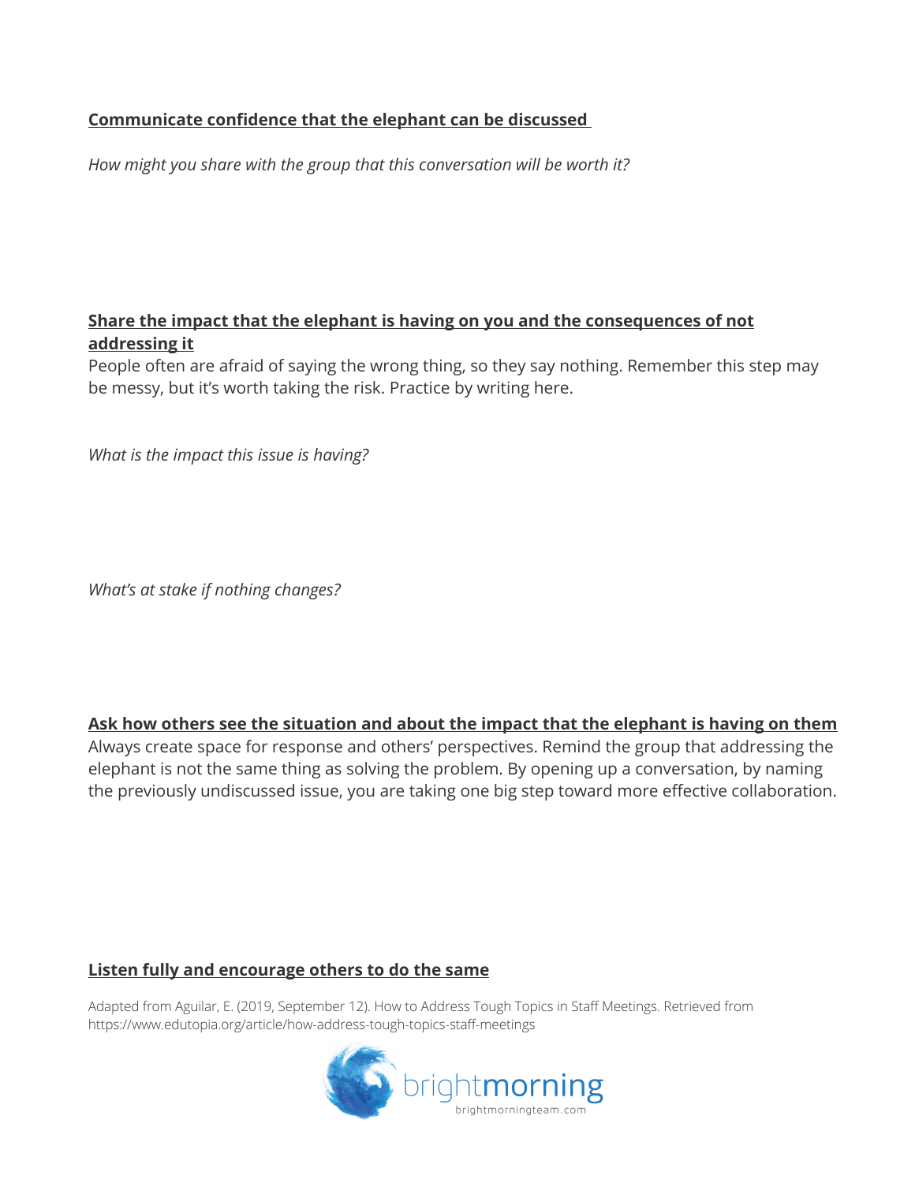**Communicate confidence that the elephant can be discussed**

*How might you share with the group that this conversation will be worth it?*

**Share the impact that the elephant is having on you and the consequences of not addressing it**

People often are afraid of saying the wrong thing, so they say nothing. Remember this step may be messy, but it's worth taking the risk. Practice by writing here.

*What is the impact this issue is having?*

*What's at stake if nothing changes?*

**Ask how others see the situation and about the impact that the elephant is having on them**

Always create space for response and others' perspectives. Remind the group that addressing the elephant is not the same thing as solving the problem. By opening up a conversation, by naming the previously undiscussed issue, you are taking one big step toward more effective collaboration.

**Listen fully and encourage others to do the same**

Adapted from Aguilar, E. (2019, September 12). How to Address Tough Topics in Staff Meetings. Retrieved from https://www.edutopia.org/article/how-address-tough-topics-staff-meetings

brightmorning
brightmorningteam.com